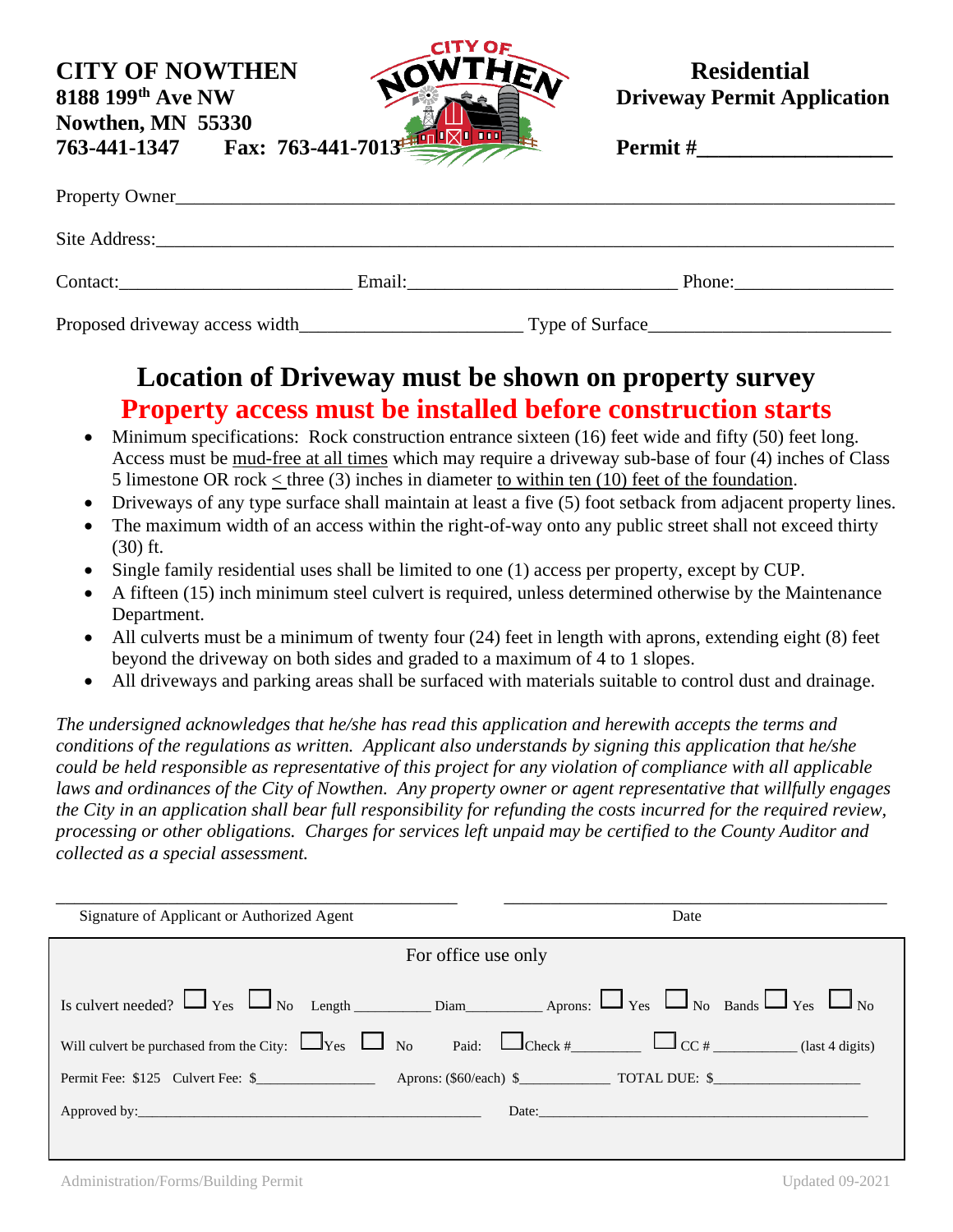**CITY OF NOWTHEN**
**8188 199th Ave NW**
**Nowthen, MN 55330**
**763-441-1347 Fax: 763-441-7013**

**Residential**
**Driveway Permit Application**

**Permit #\_\_\_\_\_\_\_\_\_\_\_\_\_\_\_\_\_\_**

Property Owner\_\_\_\_\_\_\_\_\_\_\_\_\_\_\_\_\_\_\_\_\_\_\_\_\_\_\_\_\_\_\_\_\_\_\_\_\_\_\_\_\_\_\_\_\_\_\_\_\_\_\_\_\_\_\_\_\_\_\_\_\_\_\_\_

Site Address:\_\_\_\_\_\_\_\_\_\_\_\_\_\_\_\_\_\_\_\_\_\_\_\_\_\_\_\_\_\_\_\_\_\_\_\_\_\_\_\_\_\_\_\_\_\_\_\_\_\_\_\_\_\_\_\_\_\_\_\_\_\_\_\_\_

Contact:\_\_\_\_\_\_\_\_\_\_\_\_\_\_\_\_\_\_\_\_\_\_\_\_ Email:\_\_\_\_\_\_\_\_\_\_\_\_\_\_\_\_\_\_\_\_\_\_\_\_\_\_\_\_ Phone:\_\_\_\_\_\_\_\_\_\_\_\_\_\_\_\_

Proposed driveway access width\_\_\_\_\_\_\_\_\_\_\_\_\_\_\_\_\_\_\_\_\_\_\_ Type of Surface\_\_\_\_\_\_\_\_\_\_\_\_\_\_\_\_\_\_\_\_\_\_\_\_\_

## Location of Driveway must be shown on property survey

## Property access must be installed before construction starts

- Minimum specifications: Rock construction entrance sixteen (16) feet wide and fifty (50) feet long. Access must be mud-free at all times which may require a driveway sub-base of four (4) inches of Class 5 limestone OR rock ≤ three (3) inches in diameter to within ten (10) feet of the foundation.
- Driveways of any type surface shall maintain at least a five (5) foot setback from adjacent property lines.
- The maximum width of an access within the right-of-way onto any public street shall not exceed thirty (30) ft.
- Single family residential uses shall be limited to one (1) access per property, except by CUP.
- A fifteen (15) inch minimum steel culvert is required, unless determined otherwise by the Maintenance Department.
- All culverts must be a minimum of twenty four (24) feet in length with aprons, extending eight (8) feet beyond the driveway on both sides and graded to a maximum of 4 to 1 slopes.
- All driveways and parking areas shall be surfaced with materials suitable to control dust and drainage.

*The undersigned acknowledges that he/she has read this application and herewith accepts the terms and conditions of the regulations as written. Applicant also understands by signing this application that he/she could be held responsible as representative of this project for any violation of compliance with all applicable laws and ordinances of the City of Nowthen. Any property owner or agent representative that willfully engages the City in an application shall bear full responsibility for refunding the costs incurred for the required review, processing or other obligations. Charges for services left unpaid may be certified to the County Auditor and collected as a special assessment.*

\_\_\_\_\_\_\_\_\_\_\_\_\_\_\_\_\_\_\_\_\_\_\_\_\_\_\_\_\_\_\_\_\_\_\_\_\_\_\_\_ \_\_\_\_\_\_\_\_\_\_\_\_\_\_\_\_\_\_\_\_\_\_\_\_\_\_\_\_\_\_\_\_\_\_\_\_\_\_\_\_
Signature of Applicant or Authorized Agent Date

For office use only

Is culvert needed? ☐ Yes ☐ No Length \_\_\_\_\_\_\_\_\_\_ Diam\_\_\_\_\_\_\_\_\_\_ Aprons: ☐ Yes ☐ No Bands ☐ Yes ☐ No

Will culvert be purchased from the City: ☐ Yes ☐ No Paid: ☐ Check #\_\_\_\_\_\_\_\_\_ ☐ CC # \_\_\_\_\_\_\_\_\_\_\_ (last 4 digits)

Permit Fee: $125 Culvert Fee: $\_\_\_\_\_\_\_\_\_\_\_\_\_\_\_ Aprons: ($60/each) $\_\_\_\_\_\_\_\_\_\_\_\_ TOTAL DUE: $\_\_\_\_\_\_\_\_\_\_\_\_\_\_\_\_\_\_\_\_

Approved by:\_\_\_\_\_\_\_\_\_\_\_\_\_\_\_\_\_\_\_\_\_\_\_\_\_\_\_\_\_\_\_\_\_\_\_\_\_\_\_\_\_\_\_\_ Date:\_\_\_\_\_\_\_\_\_\_\_\_\_\_\_\_\_\_\_\_\_\_\_\_\_\_\_\_\_\_\_\_\_\_\_\_\_\_\_\_\_\_\_\_

Administration/Forms/Building Permit Updated 09-2021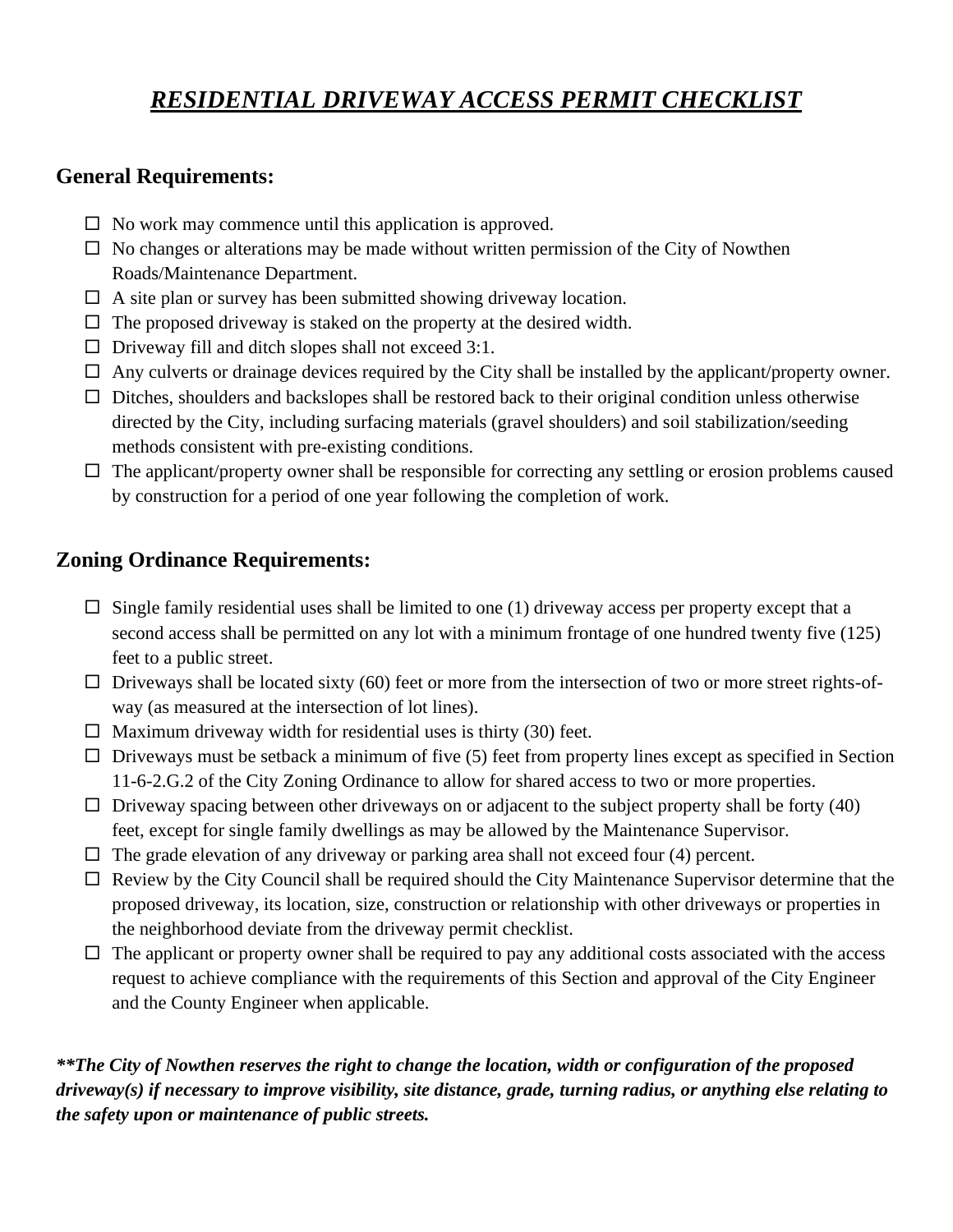# ***RESIDENTIAL DRIVEWAY ACCESS PERMIT CHECKLIST***

## General Requirements:

- ☐ No work may commence until this application is approved.
- ☐ No changes or alterations may be made without written permission of the City of Nowthen Roads/Maintenance Department.
- ☐ A site plan or survey has been submitted showing driveway location.
- ☐ The proposed driveway is staked on the property at the desired width.
- ☐ Driveway fill and ditch slopes shall not exceed 3:1.
- ☐ Any culverts or drainage devices required by the City shall be installed by the applicant/property owner.
- ☐ Ditches, shoulders and backslopes shall be restored back to their original condition unless otherwise directed by the City, including surfacing materials (gravel shoulders) and soil stabilization/seeding methods consistent with pre-existing conditions.
- ☐ The applicant/property owner shall be responsible for correcting any settling or erosion problems caused by construction for a period of one year following the completion of work.

## Zoning Ordinance Requirements:

- ☐ Single family residential uses shall be limited to one (1) driveway access per property except that a second access shall be permitted on any lot with a minimum frontage of one hundred twenty five (125) feet to a public street.
- ☐ Driveways shall be located sixty (60) feet or more from the intersection of two or more street rights-of-way (as measured at the intersection of lot lines).
- ☐ Maximum driveway width for residential uses is thirty (30) feet.
- ☐ Driveways must be setback a minimum of five (5) feet from property lines except as specified in Section 11-6-2.G.2 of the City Zoning Ordinance to allow for shared access to two or more properties.
- ☐ Driveway spacing between other driveways on or adjacent to the subject property shall be forty (40) feet, except for single family dwellings as may be allowed by the Maintenance Supervisor.
- ☐ The grade elevation of any driveway or parking area shall not exceed four (4) percent.
- ☐ Review by the City Council shall be required should the City Maintenance Supervisor determine that the proposed driveway, its location, size, construction or relationship with other driveways or properties in the neighborhood deviate from the driveway permit checklist.
- ☐ The applicant or property owner shall be required to pay any additional costs associated with the access request to achieve compliance with the requirements of this Section and approval of the City Engineer and the County Engineer when applicable.

***\*\*The City of Nowthen reserves the right to change the location, width or configuration of the proposed driveway(s) if necessary to improve visibility, site distance, grade, turning radius, or anything else relating to the safety upon or maintenance of public streets.***